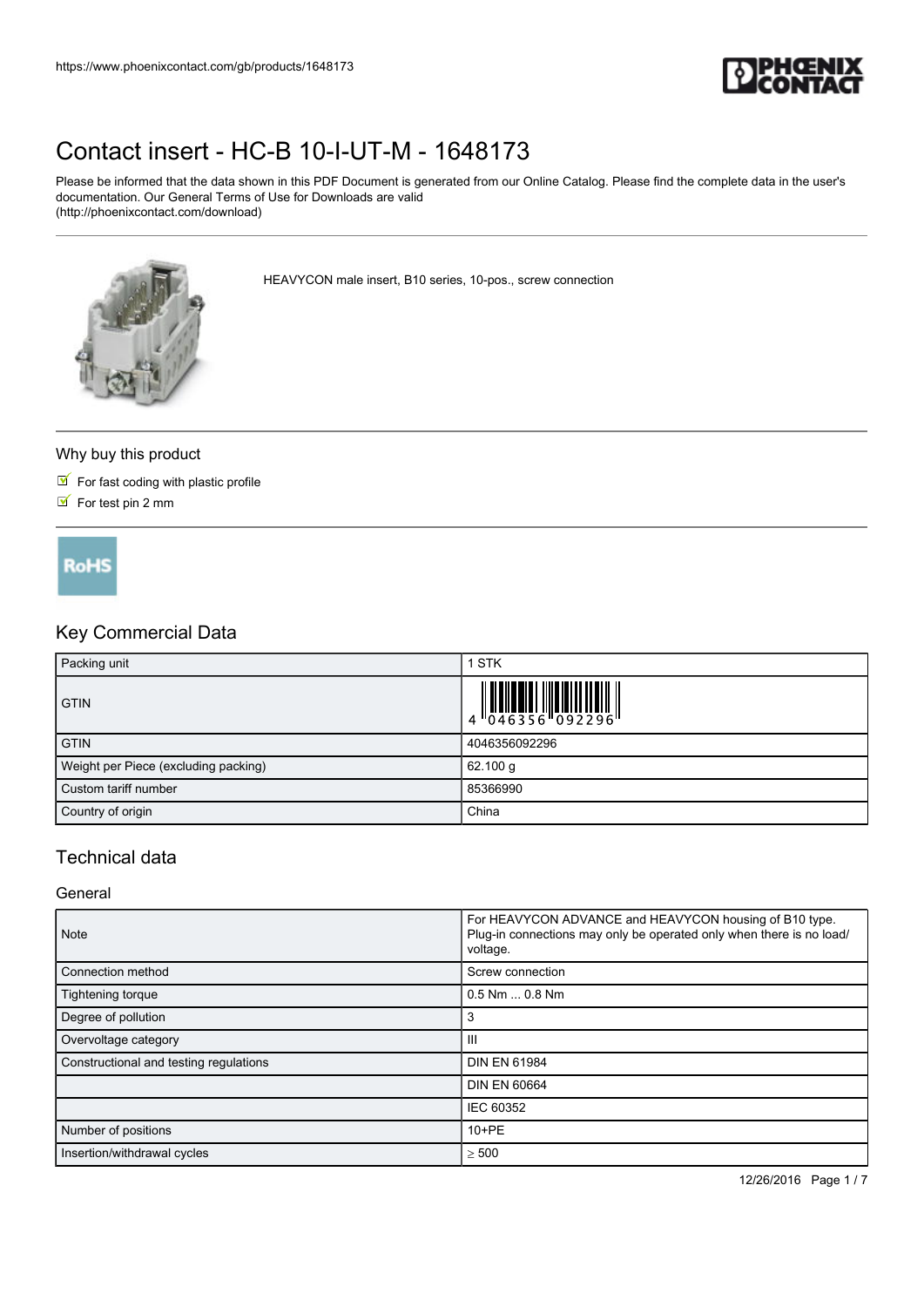# Contact insert - HC-B 10-I-UT-M - 1648173

Please be informed that the data shown in this PDF Document is generated from our Online Catalog. Please find the complete data in the user's documentation. Our General Terms of Use for Downloads are valid (http://phoenixcontact.com/download)

HEAVYCON male insert, B10 series, 10-pos., screw connection

## Why buy this product

- For fast coding with plastic profile
- For test pin 2 mm

RoHS

## Key Commercial Data

| | |
|---|---|
| Packing unit | 1 STK |
| GTIN | 4 046356 092296 |
| GTIN | 4046356092296 |
| Weight per Piece (excluding packing) | 62.100 g |
| Custom tariff number | 85366990 |
| Country of origin | China |

## Technical data

### General

| | |
|---|---|
| Note | For HEAVYCON ADVANCE and HEAVYCON housing of B10 type. Plug-in connections may only be operated only when there is no load/ voltage. |
| Connection method | Screw connection |
| Tightening torque | 0.5 Nm ... 0.8 Nm |
| Degree of pollution | 3 |
| Overvoltage category | III |
| Constructional and testing regulations | DIN EN 61984 |
| | DIN EN 60664 |
| | IEC 60352 |
| Number of positions | 10+PE |
| Insertion/withdrawal cycles | ≥ 500 |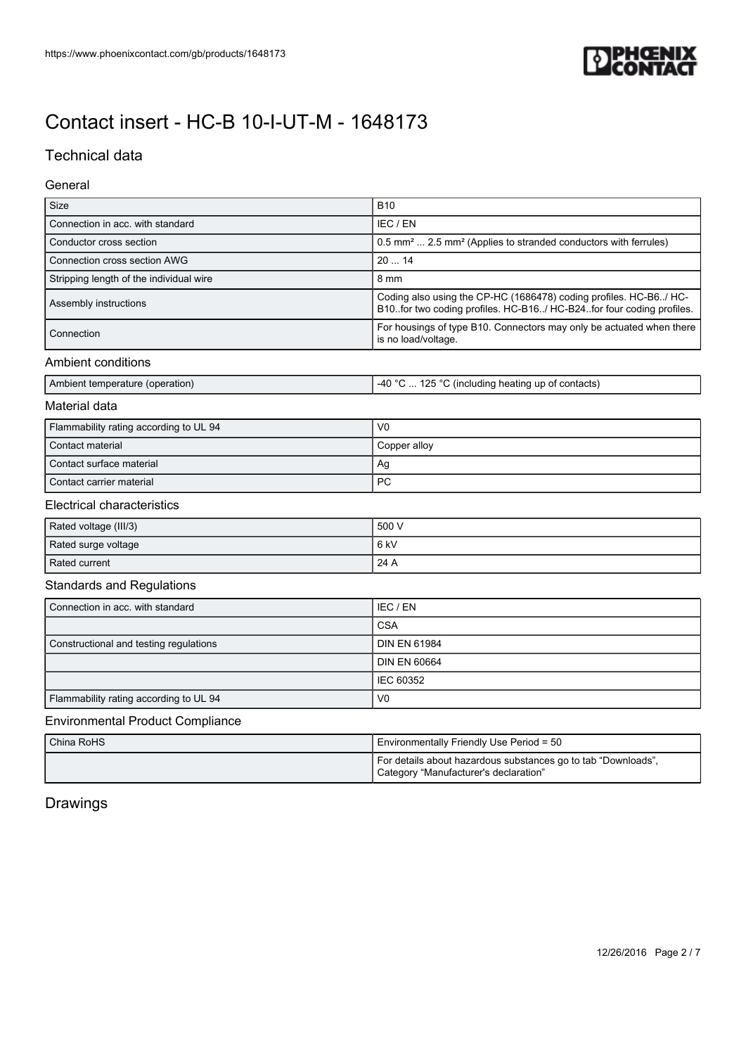# Contact insert - HC-B 10-I-UT-M - 1648173

## Technical data

### General

| | |
|---|---|
| Size | B10 |
| Connection in acc. with standard | IEC / EN |
| Conductor cross section | 0.5 mm² ... 2.5 mm² (Applies to stranded conductors with ferrules) |
| Connection cross section AWG | 20 ... 14 |
| Stripping length of the individual wire | 8 mm |
| Assembly instructions | Coding also using the CP-HC (1686478) coding profiles. HC-B6../ HC-B10..for two coding profiles. HC-B16../ HC-B24..for four coding profiles. |
| Connection | For housings of type B10. Connectors may only be actuated when there is no load/voltage. |

### Ambient conditions

| | |
|---|---|
| Ambient temperature (operation) | -40 °C ... 125 °C (including heating up of contacts) |

### Material data

| | |
|---|---|
| Flammability rating according to UL 94 | V0 |
| Contact material | Copper alloy |
| Contact surface material | Ag |
| Contact carrier material | PC |

### Electrical characteristics

| | |
|---|---|
| Rated voltage (III/3) | 500 V |
| Rated surge voltage | 6 kV |
| Rated current | 24 A |

### Standards and Regulations

| | |
|---|---|
| Connection in acc. with standard | IEC / EN |
| | CSA |
| Constructional and testing regulations | DIN EN 61984 |
| | DIN EN 60664 |
| | IEC 60352 |
| Flammability rating according to UL 94 | V0 |

### Environmental Product Compliance

| | |
|---|---|
| China RoHS | Environmentally Friendly Use Period = 50 |
| | For details about hazardous substances go to tab "Downloads", Category "Manufacturer's declaration" |

## Drawings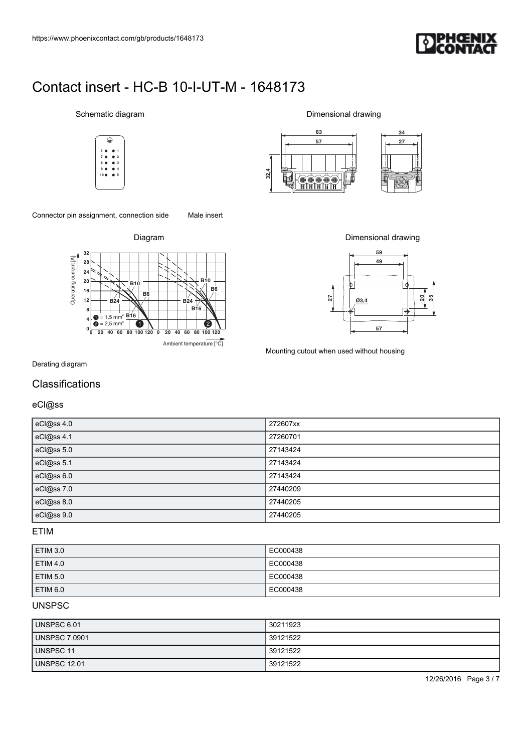# Contact insert - HC-B 10-I-UT-M - 1648173

Schematic diagram

Connector pin assignment, connection side

Dimensional drawing

Male insert

Diagram

Derating diagram

Dimensional drawing

Mounting cutout when used without housing

## Classifications

### eCl@ss

| eCl@ss 4.0 | 272607xx |
|---|---|
| eCl@ss 4.1 | 27260701 |
| eCl@ss 5.0 | 27143424 |
| eCl@ss 5.1 | 27143424 |
| eCl@ss 6.0 | 27143424 |
| eCl@ss 7.0 | 27440209 |
| eCl@ss 8.0 | 27440205 |
| eCl@ss 9.0 | 27440205 |

### ETIM

| ETIM 3.0 | EC000438 |
|---|---|
| ETIM 4.0 | EC000438 |
| ETIM 5.0 | EC000438 |
| ETIM 6.0 | EC000438 |

### UNSPSC

| UNSPSC 6.01 | 30211923 |
|---|---|
| UNSPSC 7.0901 | 39121522 |
| UNSPSC 11 | 39121522 |
| UNSPSC 12.01 | 39121522 |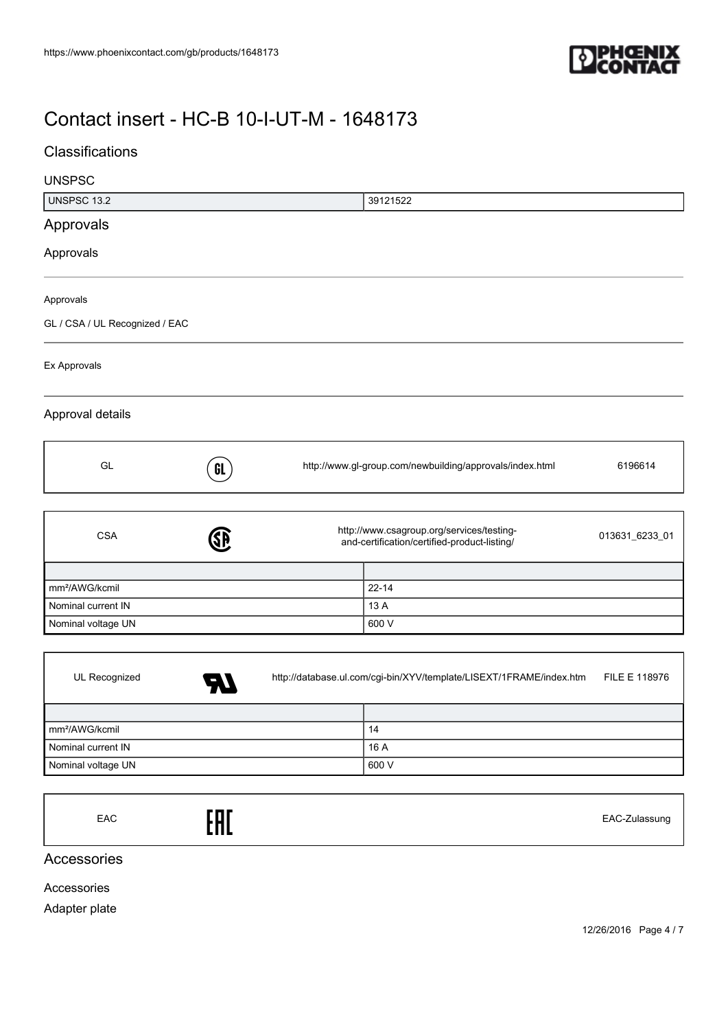# Contact insert - HC-B 10-I-UT-M - 1648173

## Classifications

### UNSPSC

| UNSPSC 13.2 | 39121522 |
|---|---|

## Approvals

### Approvals

Approvals

GL / CSA / UL Recognized / EAC

Ex Approvals

### Approval details

| GL | http://www.gl-group.com/newbuilding/approvals/index.html | 6196614 |
|---|---|---|

| CSA | http://www.csagroup.org/services/testing-and-certification/certified-product-listing/ | 013631_6233_01 |
|---|---|---|

| | |
|---|---|
| mm²/AWG/kcmil | 22-14 |
| Nominal current IN | 13 A |
| Nominal voltage UN | 600 V |

| UL Recognized | http://database.ul.com/cgi-bin/XYV/template/LISEXT/1FRAME/index.htm | FILE E 118976 |
|---|---|---|

| | |
|---|---|
| mm²/AWG/kcmil | 14 |
| Nominal current IN | 16 A |
| Nominal voltage UN | 600 V |

| EAC | EAC-Zulassung |
|---|---|

## Accessories

Accessories

Adapter plate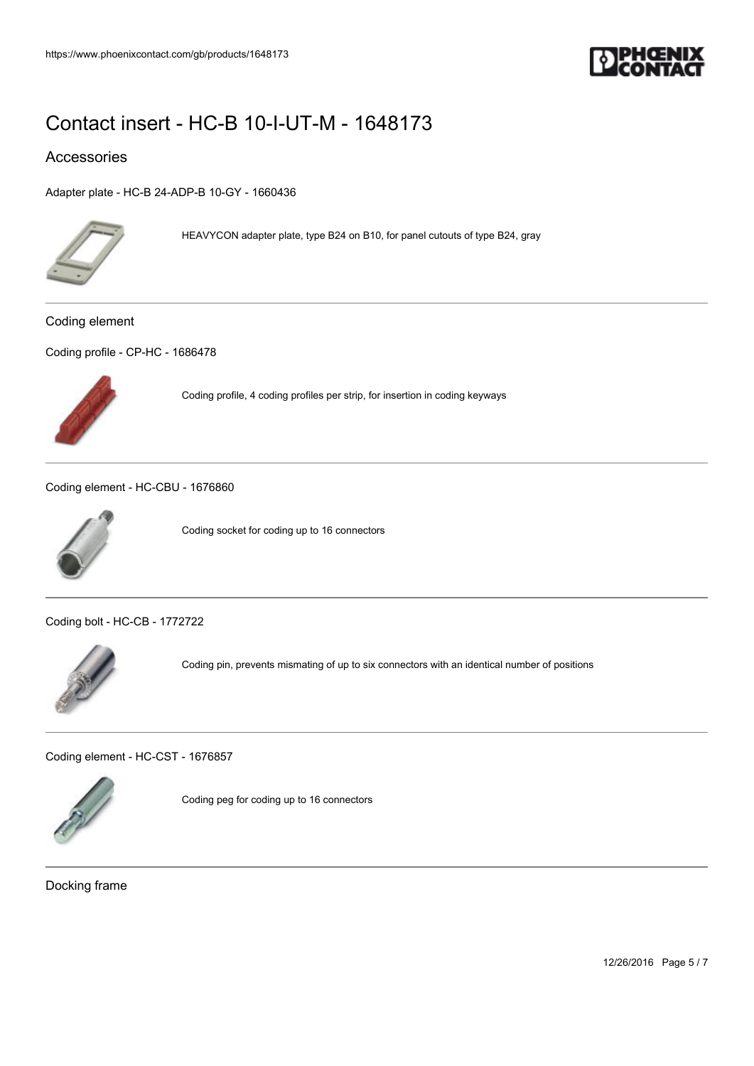# Contact insert - HC-B 10-I-UT-M - 1648173

## Accessories

Adapter plate - HC-B 24-ADP-B 10-GY - 1660436

HEAVYCON adapter plate, type B24 on B10, for panel cutouts of type B24, gray

### Coding element

Coding profile - CP-HC - 1686478

Coding profile, 4 coding profiles per strip, for insertion in coding keyways

Coding element - HC-CBU - 1676860

Coding socket for coding up to 16 connectors

Coding bolt - HC-CB - 1772722

Coding pin, prevents mismating of up to six connectors with an identical number of positions

Coding element - HC-CST - 1676857

Coding peg for coding up to 16 connectors

### Docking frame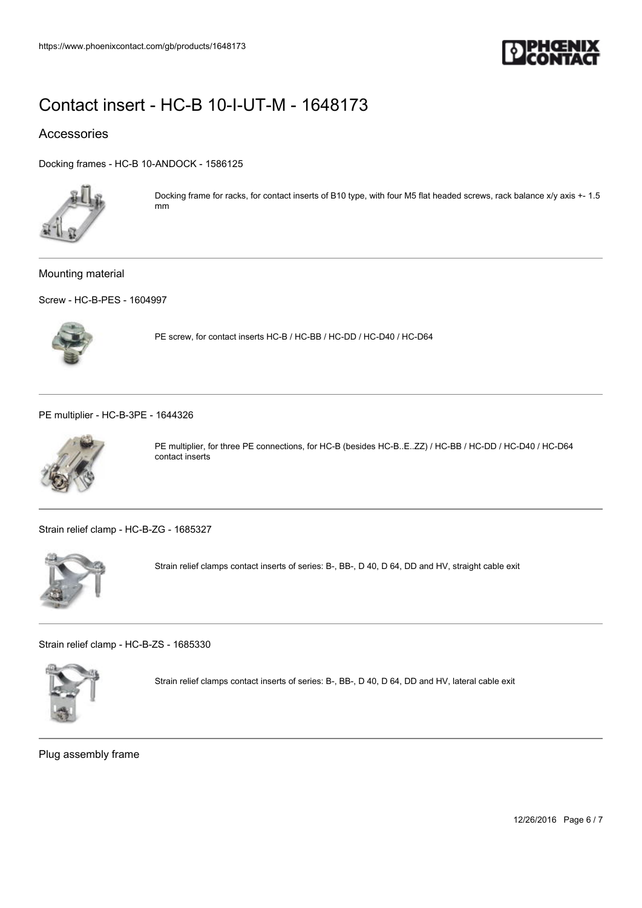# Contact insert - HC-B 10-I-UT-M - 1648173

## Accessories

Docking frames - HC-B 10-ANDOCK - 1586125

Docking frame for racks, for contact inserts of B10 type, with four M5 flat headed screws, rack balance x/y axis +- 1.5 mm

---

### Mounting material

Screw - HC-B-PES - 1604997

PE screw, for contact inserts HC-B / HC-BB / HC-DD / HC-D40 / HC-D64

---

PE multiplier - HC-B-3PE - 1644326

PE multiplier, for three PE connections, for HC-B (besides HC-B..E..ZZ) / HC-BB / HC-DD / HC-D40 / HC-D64 contact inserts

---

Strain relief clamp - HC-B-ZG - 1685327

Strain relief clamps contact inserts of series: B-, BB-, D 40, D 64, DD and HV, straight cable exit

---

Strain relief clamp - HC-B-ZS - 1685330

Strain relief clamps contact inserts of series: B-, BB-, D 40, D 64, DD and HV, lateral cable exit

---

### Plug assembly frame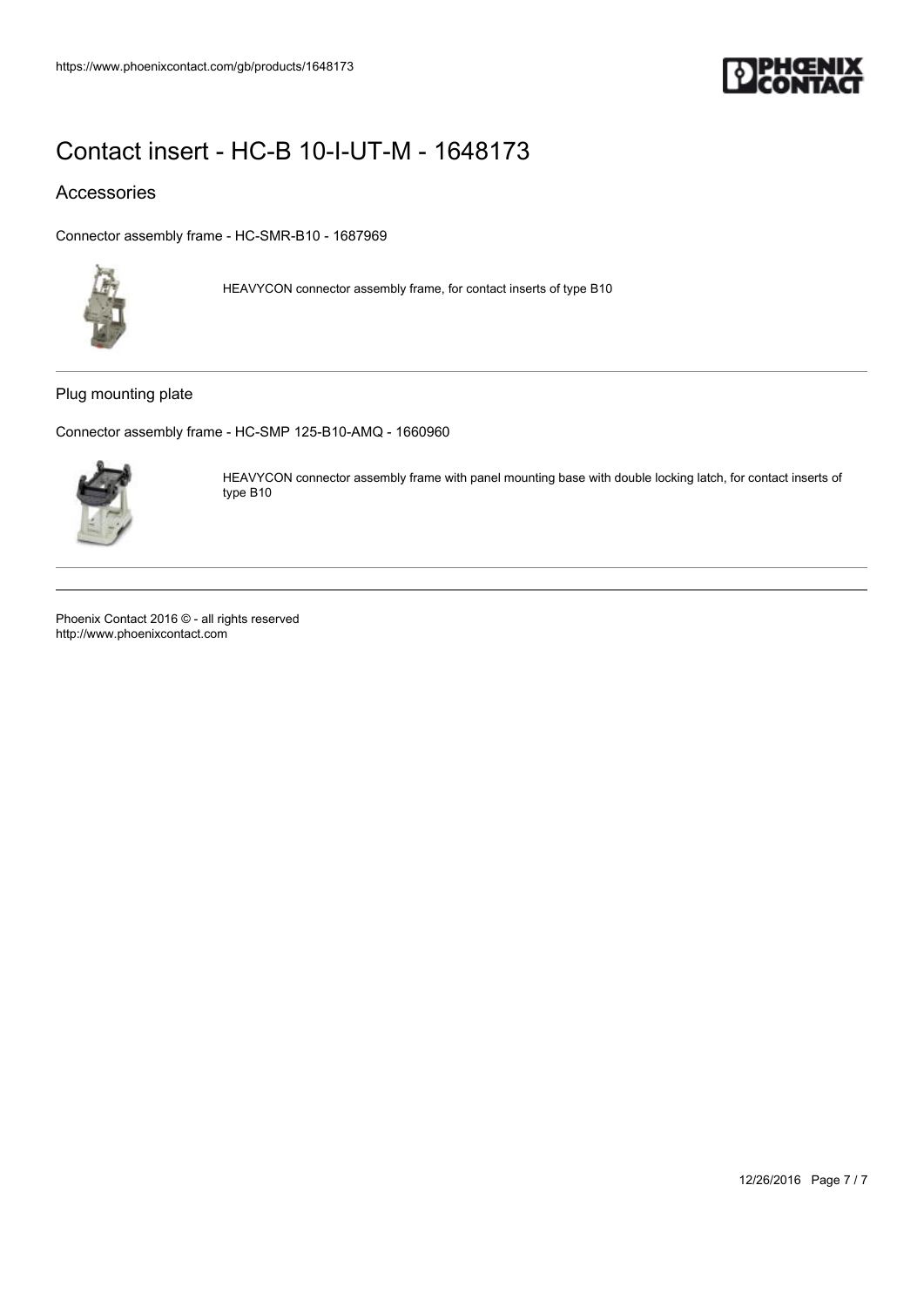# Contact insert - HC-B 10-I-UT-M - 1648173

## Accessories

Connector assembly frame - HC-SMR-B10 - 1687969

HEAVYCON connector assembly frame, for contact inserts of type B10

---

### Plug mounting plate

Connector assembly frame - HC-SMP 125-B10-AMQ - 1660960

HEAVYCON connector assembly frame with panel mounting base with double locking latch, for contact inserts of type B10

---

Phoenix Contact 2016 © - all rights reserved
http://www.phoenixcontact.com